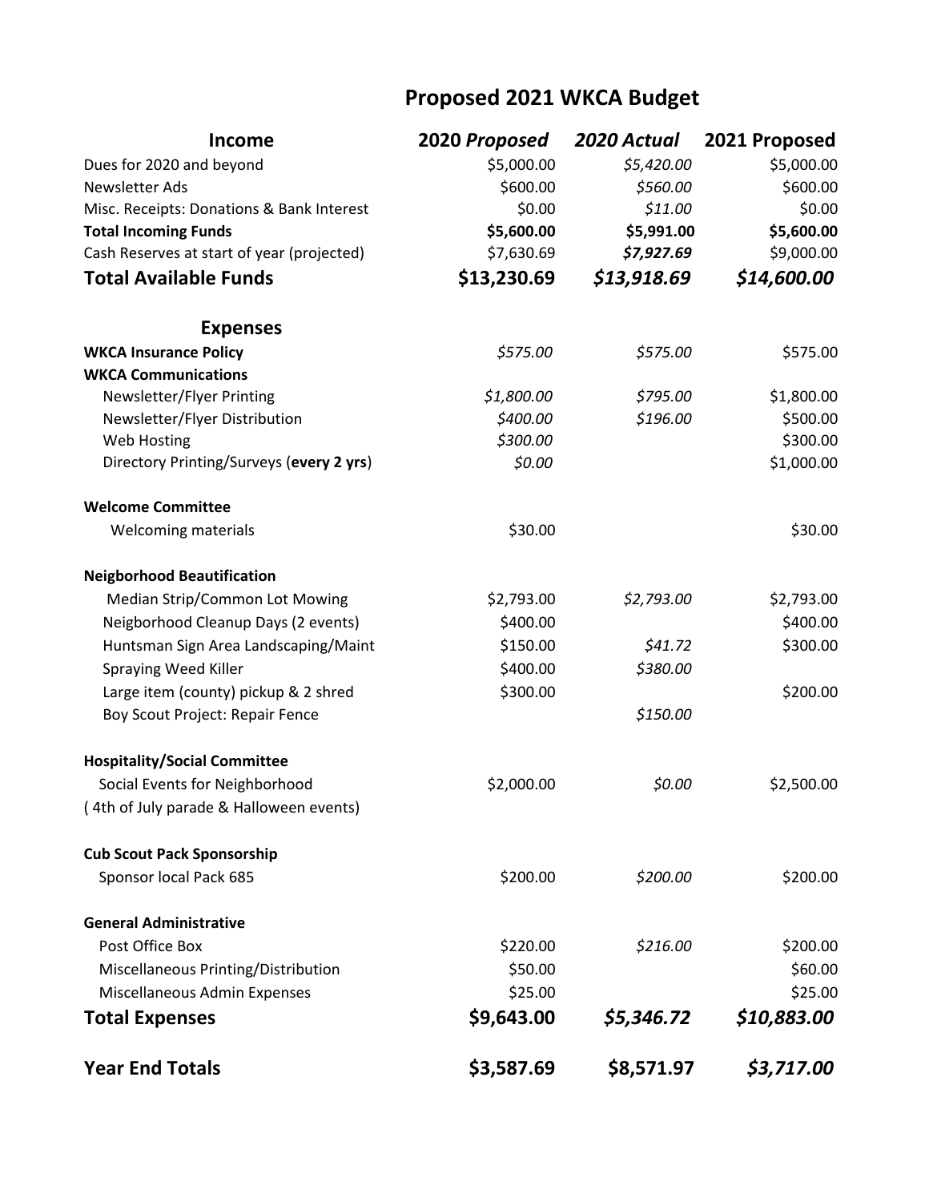# Proposed 2021 WKCA Budget

| **Income** | **2020 *Proposed*** | ***2020 Actual*** | **2021 Proposed** |
|---|---|---|---|
| Dues for 2020 and beyond | $5,000.00 | *$5,420.00* | $5,000.00 |
| Newsletter Ads | $600.00 | *$560.00* | $600.00 |
| Misc. Receipts: Donations & Bank Interest | $0.00 | *$11.00* | $0.00 |
| **Total Incoming Funds** | **$5,600.00** | **$5,991.00** | **$5,600.00** |
| Cash Reserves at start of year (projected) | $7,630.69 | ***$7,927.69*** | $9,000.00 |
| **Total Available Funds** | **$13,230.69** | ***$13,918.69*** | ***$14,600.00*** |
| **Expenses** | | | |
| **WKCA Insurance Policy** | *$575.00* | *$575.00* | $575.00 |
| **WKCA Communications** | | | |
| Newsletter/Flyer Printing | *$1,800.00* | *$795.00* | $1,800.00 |
| Newsletter/Flyer Distribution | *$400.00* | *$196.00* | $500.00 |
| Web Hosting | *$300.00* | | $300.00 |
| Directory Printing/Surveys (**every 2 yrs**) | *$0.00* | | $1,000.00 |
| **Welcome Committee** | | | |
| Welcoming materials | $30.00 | | $30.00 |
| **Neigborhood Beautification** | | | |
| Median Strip/Common Lot Mowing | $2,793.00 | *$2,793.00* | $2,793.00 |
| Neigborhood Cleanup Days (2 events) | $400.00 | | $400.00 |
| Huntsman Sign Area Landscaping/Maint | $150.00 | *$41.72* | $300.00 |
| Spraying Weed Killer | $400.00 | *$380.00* | |
| Large item (county) pickup & 2 shred | $300.00 | | $200.00 |
| Boy Scout Project: Repair Fence | | *$150.00* | |
| **Hospitality/Social Committee** | | | |
| Social Events for Neighborhood ( 4th of July parade & Halloween events) | $2,000.00 | *$0.00* | $2,500.00 |
| **Cub Scout Pack Sponsorship** | | | |
| Sponsor local Pack 685 | $200.00 | *$200.00* | $200.00 |
| **General Administrative** | | | |
| Post Office Box | $220.00 | *$216.00* | $200.00 |
| Miscellaneous Printing/Distribution | $50.00 | | $60.00 |
| Miscellaneous Admin Expenses | $25.00 | | $25.00 |
| **Total Expenses** | **$9,643.00** | ***$5,346.72*** | ***$10,883.00*** |
| **Year End Totals** | **$3,587.69** | **$8,571.97** | ***$3,717.00*** |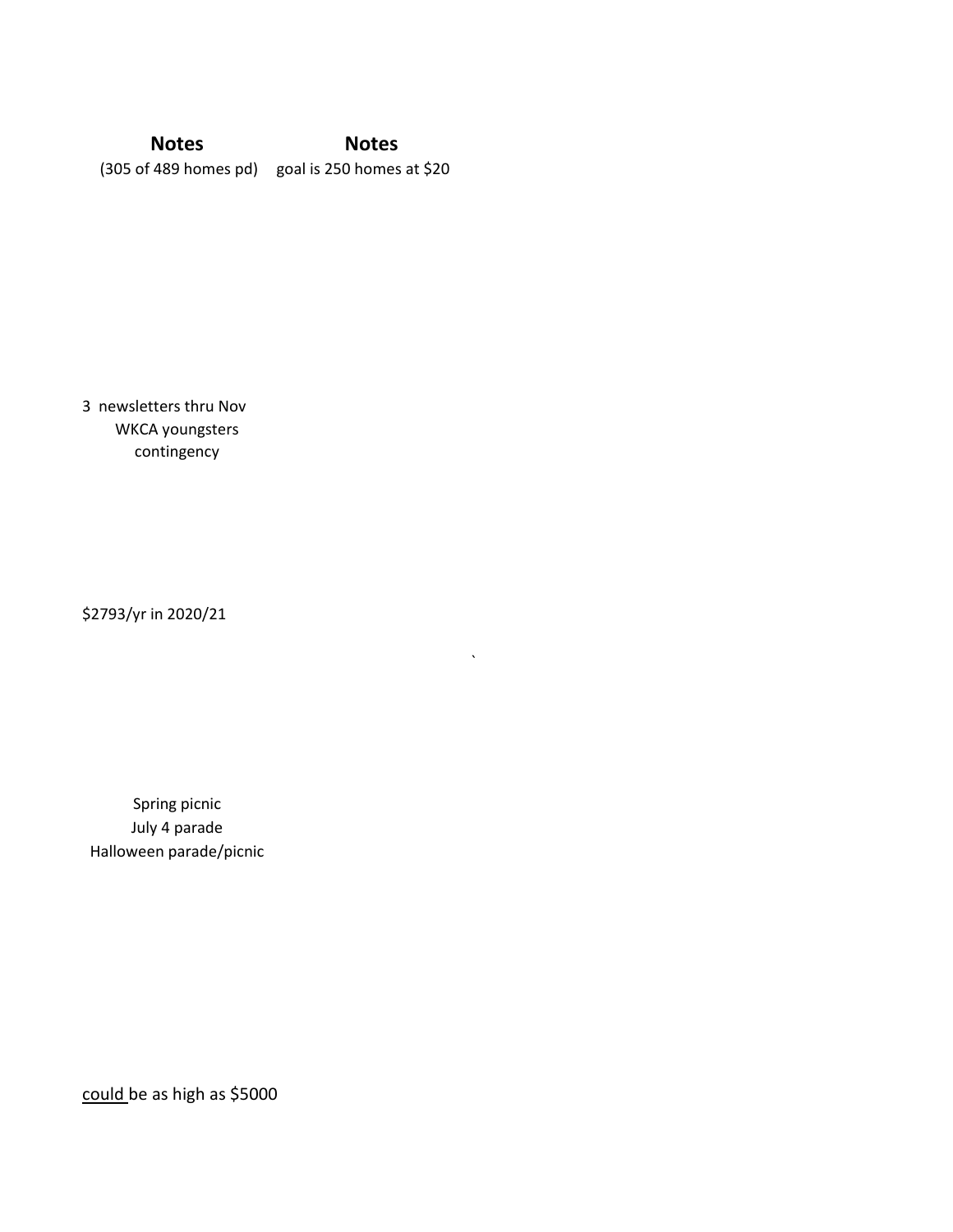| **Notes** | **Notes** |
|---|---|
| (305 of 489 homes pd) | goal is 250 homes at $20 |

3 newsletters thru Nov
WKCA youngsters
contingency

$2793/yr in 2020/21

`

Spring picnic
July 4 parade
Halloween parade/picnic

could be as high as $5000